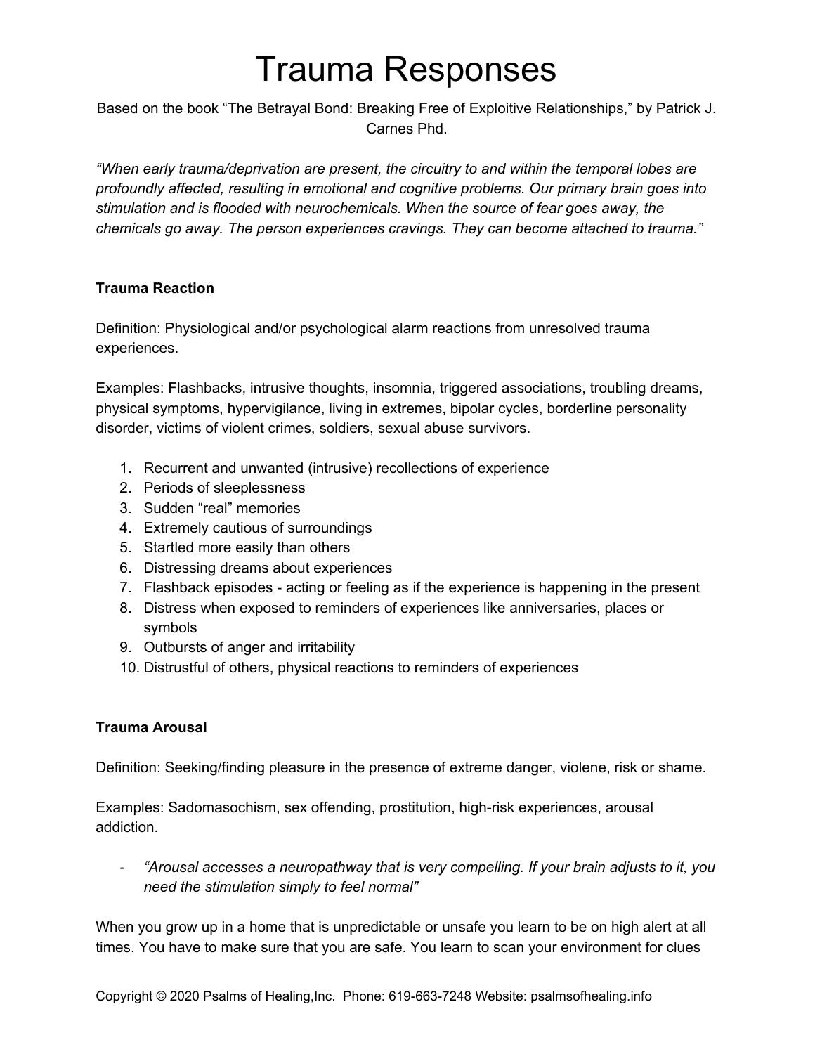# Trauma Responses

Based on the book "The Betrayal Bond: Breaking Free of Exploitive Relationships," by Patrick J. Carnes Phd.

*"When early trauma/deprivation are present, the circuitry to and within the temporal lobes are profoundly affected, resulting in emotional and cognitive problems. Our primary brain goes into stimulation and is flooded with neurochemicals. When the source of fear goes away, the chemicals go away. The person experiences cravings. They can become attached to trauma."*

**Trauma Reaction**

Definition: Physiological and/or psychological alarm reactions from unresolved trauma experiences.

Examples: Flashbacks, intrusive thoughts, insomnia, triggered associations, troubling dreams, physical symptoms, hypervigilance, living in extremes, bipolar cycles, borderline personality disorder, victims of violent crimes, soldiers, sexual abuse survivors.

1. Recurrent and unwanted (intrusive) recollections of experience
2. Periods of sleeplessness
3. Sudden "real" memories
4. Extremely cautious of surroundings
5. Startled more easily than others
6. Distressing dreams about experiences
7. Flashback episodes - acting or feeling as if the experience is happening in the present
8. Distress when exposed to reminders of experiences like anniversaries, places or symbols
9. Outbursts of anger and irritability
10. Distrustful of others, physical reactions to reminders of experiences

**Trauma Arousal**

Definition: Seeking/finding pleasure in the presence of extreme danger, violene, risk or shame.

Examples: Sadomasochism, sex offending, prostitution, high-risk experiences, arousal addiction.

- *"Arousal accesses a neuropathway that is very compelling. If your brain adjusts to it, you need the stimulation simply to feel normal"*

When you grow up in a home that is unpredictable or unsafe you learn to be on high alert at all times. You have to make sure that you are safe. You learn to scan your environment for clues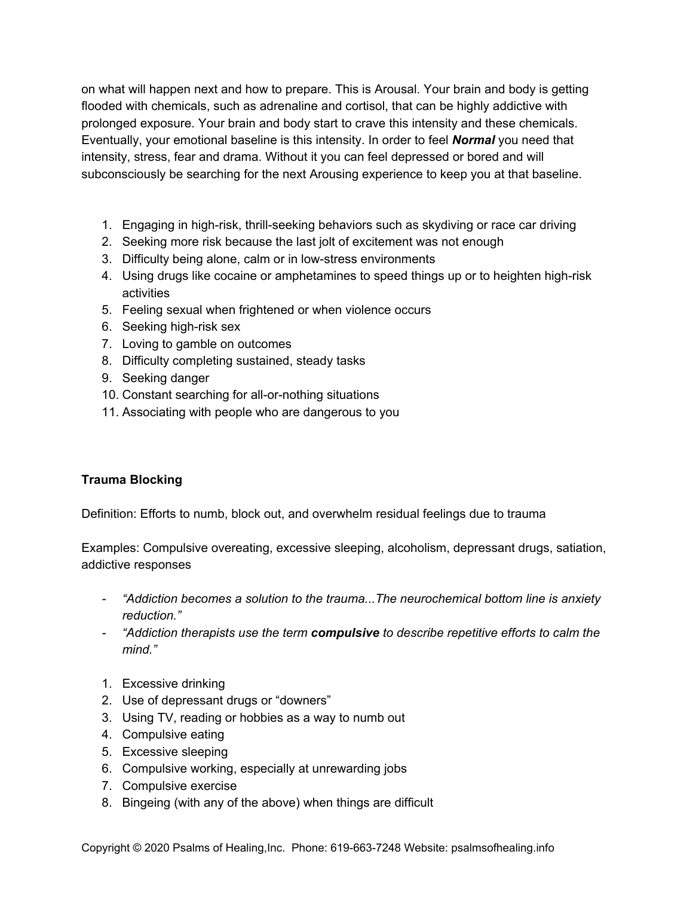on what will happen next and how to prepare. This is Arousal. Your brain and body is getting flooded with chemicals, such as adrenaline and cortisol, that can be highly addictive with prolonged exposure. Your brain and body start to crave this intensity and these chemicals. Eventually, your emotional baseline is this intensity. In order to feel ***Normal*** you need that intensity, stress, fear and drama. Without it you can feel depressed or bored and will subconsciously be searching for the next Arousing experience to keep you at that baseline.

1. Engaging in high-risk, thrill-seeking behaviors such as skydiving or race car driving
2. Seeking more risk because the last jolt of excitement was not enough
3. Difficulty being alone, calm or in low-stress environments
4. Using drugs like cocaine or amphetamines to speed things up or to heighten high-risk activities
5. Feeling sexual when frightened or when violence occurs
6. Seeking high-risk sex
7. Loving to gamble on outcomes
8. Difficulty completing sustained, steady tasks
9. Seeking danger
10. Constant searching for all-or-nothing situations
11. Associating with people who are dangerous to you

**Trauma Blocking**

Definition: Efforts to numb, block out, and overwhelm residual feelings due to trauma

Examples: Compulsive overeating, excessive sleeping, alcoholism, depressant drugs, satiation, addictive responses

- *"Addiction becomes a solution to the trauma...The neurochemical bottom line is anxiety reduction."*
- *"Addiction therapists use the term **compulsive** to describe repetitive efforts to calm the mind."*

1. Excessive drinking
2. Use of depressant drugs or "downers"
3. Using TV, reading or hobbies as a way to numb out
4. Compulsive eating
5. Excessive sleeping
6. Compulsive working, especially at unrewarding jobs
7. Compulsive exercise
8. Bingeing (with any of the above) when things are difficult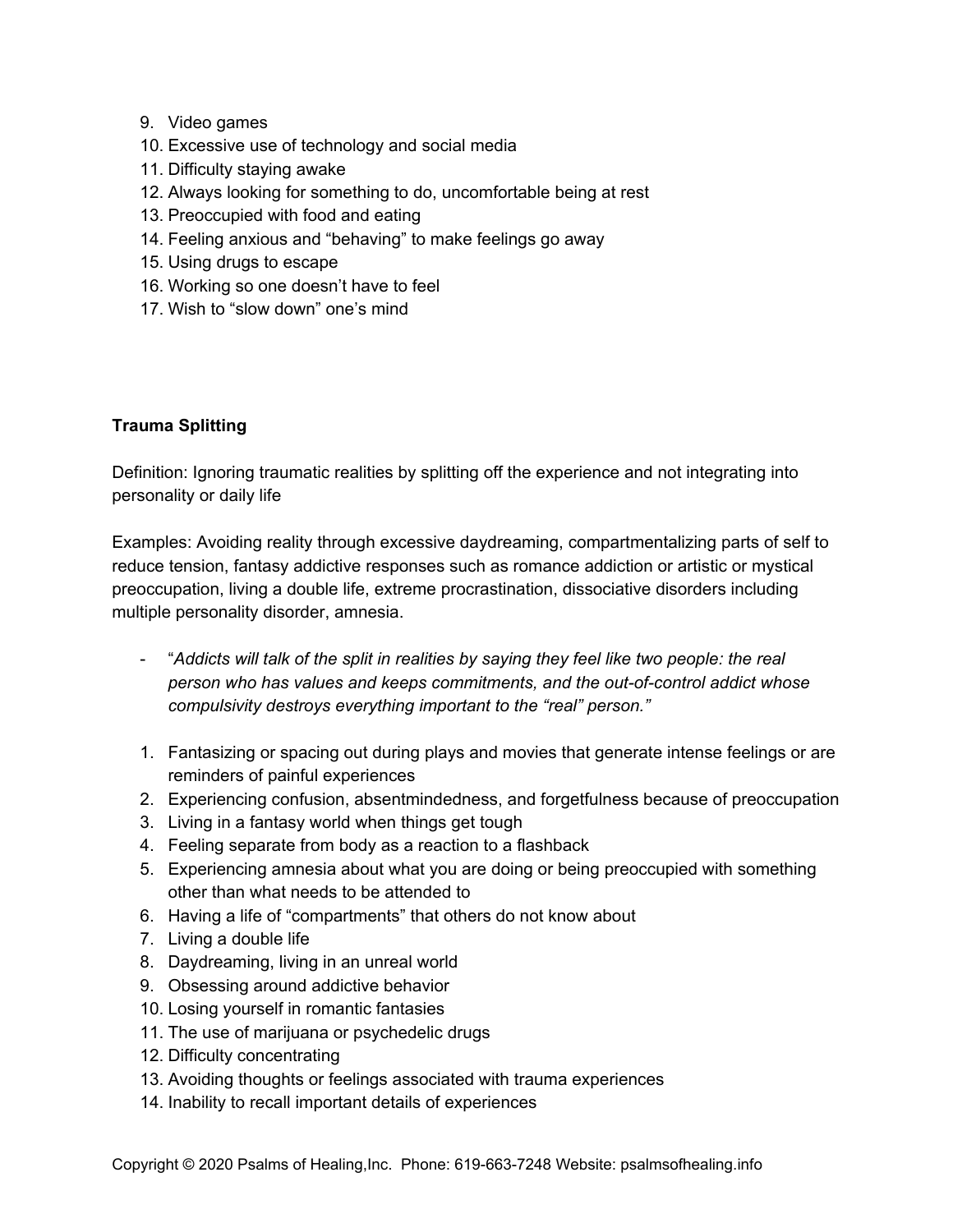9. Video games
10. Excessive use of technology and social media
11. Difficulty staying awake
12. Always looking for something to do, uncomfortable being at rest
13. Preoccupied with food and eating
14. Feeling anxious and "behaving" to make feelings go away
15. Using drugs to escape
16. Working so one doesn't have to feel
17. Wish to "slow down" one's mind

**Trauma Splitting**

Definition: Ignoring traumatic realities by splitting off the experience and not integrating into personality or daily life

Examples: Avoiding reality through excessive daydreaming, compartmentalizing parts of self to reduce tension, fantasy addictive responses such as romance addiction or artistic or mystical preoccupation, living a double life, extreme procrastination, dissociative disorders including multiple personality disorder, amnesia.

- "*Addicts will talk of the split in realities by saying they feel like two people: the real person who has values and keeps commitments, and the out-of-control addict whose compulsivity destroys everything important to the "real" person.*"

1. Fantasizing or spacing out during plays and movies that generate intense feelings or are reminders of painful experiences
2. Experiencing confusion, absentmindedness, and forgetfulness because of preoccupation
3. Living in a fantasy world when things get tough
4. Feeling separate from body as a reaction to a flashback
5. Experiencing amnesia about what you are doing or being preoccupied with something other than what needs to be attended to
6. Having a life of "compartments" that others do not know about
7. Living a double life
8. Daydreaming, living in an unreal world
9. Obsessing around addictive behavior
10. Losing yourself in romantic fantasies
11. The use of marijuana or psychedelic drugs
12. Difficulty concentrating
13. Avoiding thoughts or feelings associated with trauma experiences
14. Inability to recall important details of experiences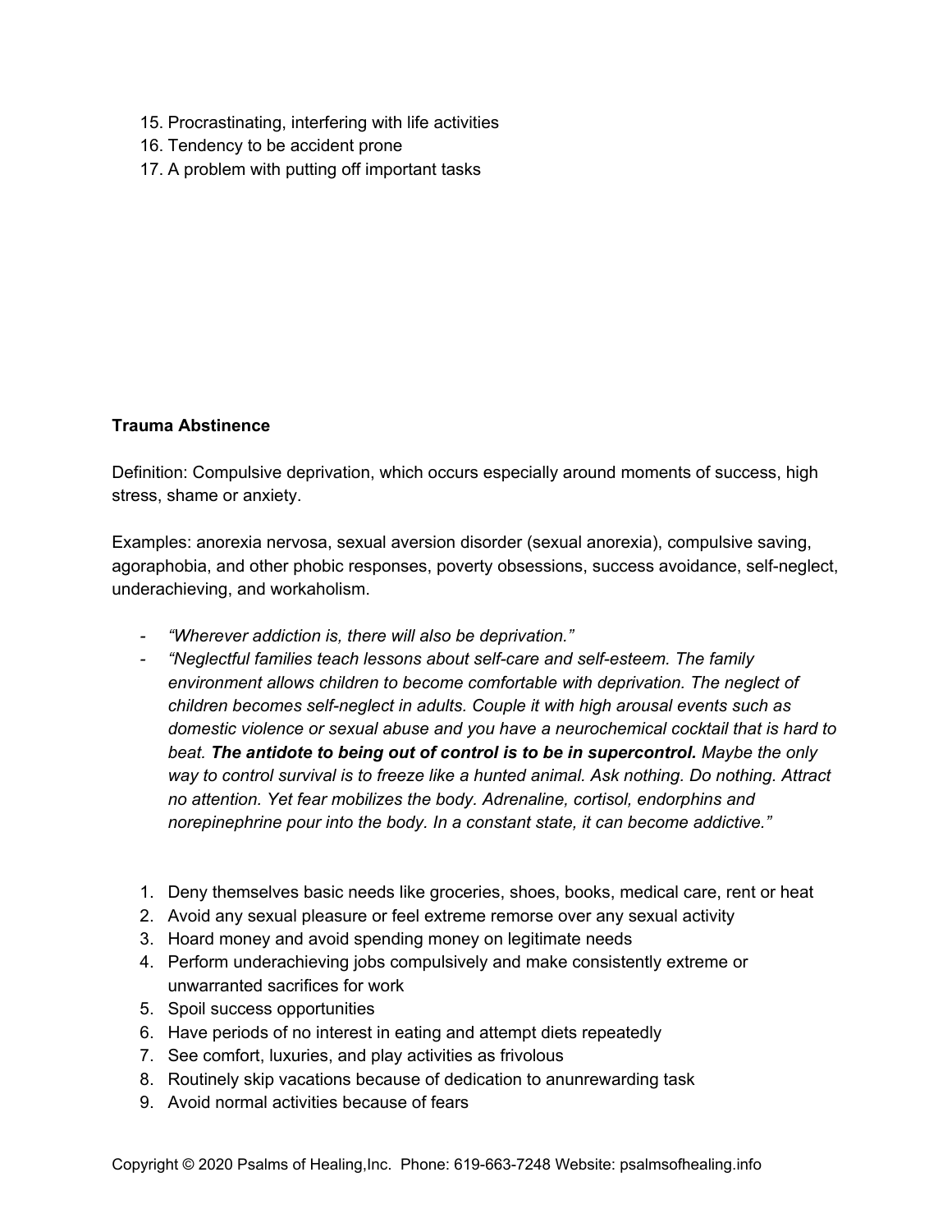15. Procrastinating, interfering with life activities
16. Tendency to be accident prone
17. A problem with putting off important tasks

**Trauma Abstinence**

Definition: Compulsive deprivation, which occurs especially around moments of success, high stress, shame or anxiety.

Examples: anorexia nervosa, sexual aversion disorder (sexual anorexia), compulsive saving, agoraphobia, and other phobic responses, poverty obsessions, success avoidance, self-neglect, underachieving, and workaholism.

- *“Wherever addiction is, there will also be deprivation.”*
- *“Neglectful families teach lessons about self-care and self-esteem. The family environment allows children to become comfortable with deprivation. The neglect of children becomes self-neglect in adults. Couple it with high arousal events such as domestic violence or sexual abuse and you have a neurochemical cocktail that is hard to beat.* ***The antidote to being out of control is to be in supercontrol.*** *Maybe the only way to control survival is to freeze like a hunted animal. Ask nothing. Do nothing. Attract no attention. Yet fear mobilizes the body. Adrenaline, cortisol, endorphins and norepinephrine pour into the body. In a constant state, it can become addictive.”*

1. Deny themselves basic needs like groceries, shoes, books, medical care, rent or heat
2. Avoid any sexual pleasure or feel extreme remorse over any sexual activity
3. Hoard money and avoid spending money on legitimate needs
4. Perform underachieving jobs compulsively and make consistently extreme or unwarranted sacrifices for work
5. Spoil success opportunities
6. Have periods of no interest in eating and attempt diets repeatedly
7. See comfort, luxuries, and play activities as frivolous
8. Routinely skip vacations because of dedication to anunrewarding task
9. Avoid normal activities because of fears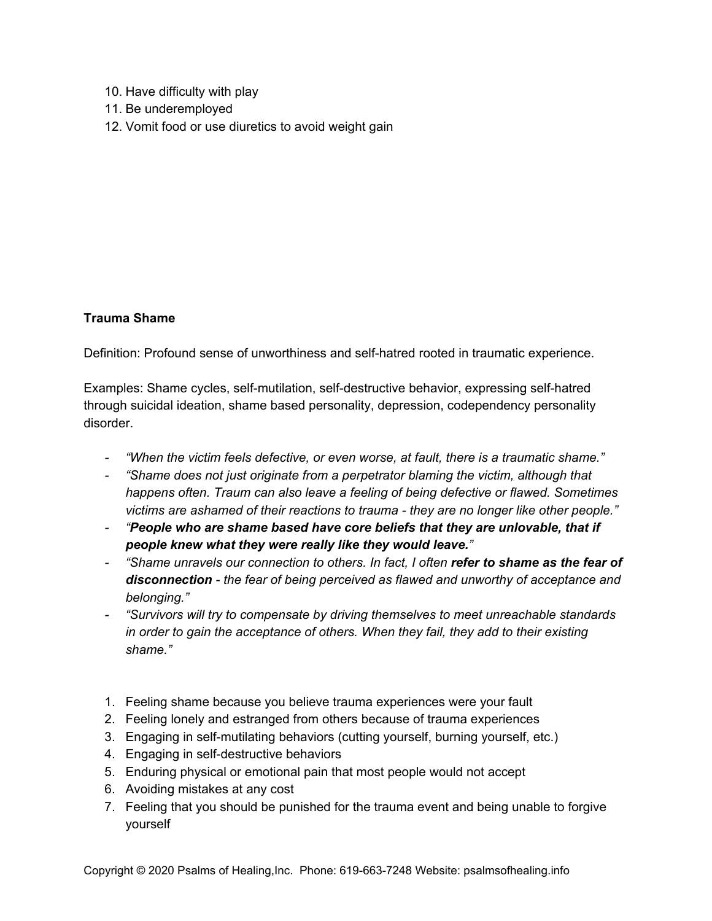10. Have difficulty with play
11. Be underemployed
12. Vomit food or use diuretics to avoid weight gain

**Trauma Shame**

Definition: Profound sense of unworthiness and self-hatred rooted in traumatic experience.

Examples: Shame cycles, self-mutilation, self-destructive behavior, expressing self-hatred through suicidal ideation, shame based personality, depression, codependency personality disorder.

- *"When the victim feels defective, or even worse, at fault, there is a traumatic shame."*
- *"Shame does not just originate from a perpetrator blaming the victim, although that happens often. Traum can also leave a feeling of being defective or flawed. Sometimes victims are ashamed of their reactions to trauma - they are no longer like other people."*
- *"**People who are shame based have core beliefs that they are unlovable, that if people knew what they were really like they would leave.**"*
- *"Shame unravels our connection to others. In fact, I often **refer to shame as the fear of disconnection** - the fear of being perceived as flawed and unworthy of acceptance and belonging."*
- *"Survivors will try to compensate by driving themselves to meet unreachable standards in order to gain the acceptance of others. When they fail, they add to their existing shame."*

1. Feeling shame because you believe trauma experiences were your fault
2. Feeling lonely and estranged from others because of trauma experiences
3. Engaging in self-mutilating behaviors (cutting yourself, burning yourself, etc.)
4. Engaging in self-destructive behaviors
5. Enduring physical or emotional pain that most people would not accept
6. Avoiding mistakes at any cost
7. Feeling that you should be punished for the trauma event and being unable to forgive yourself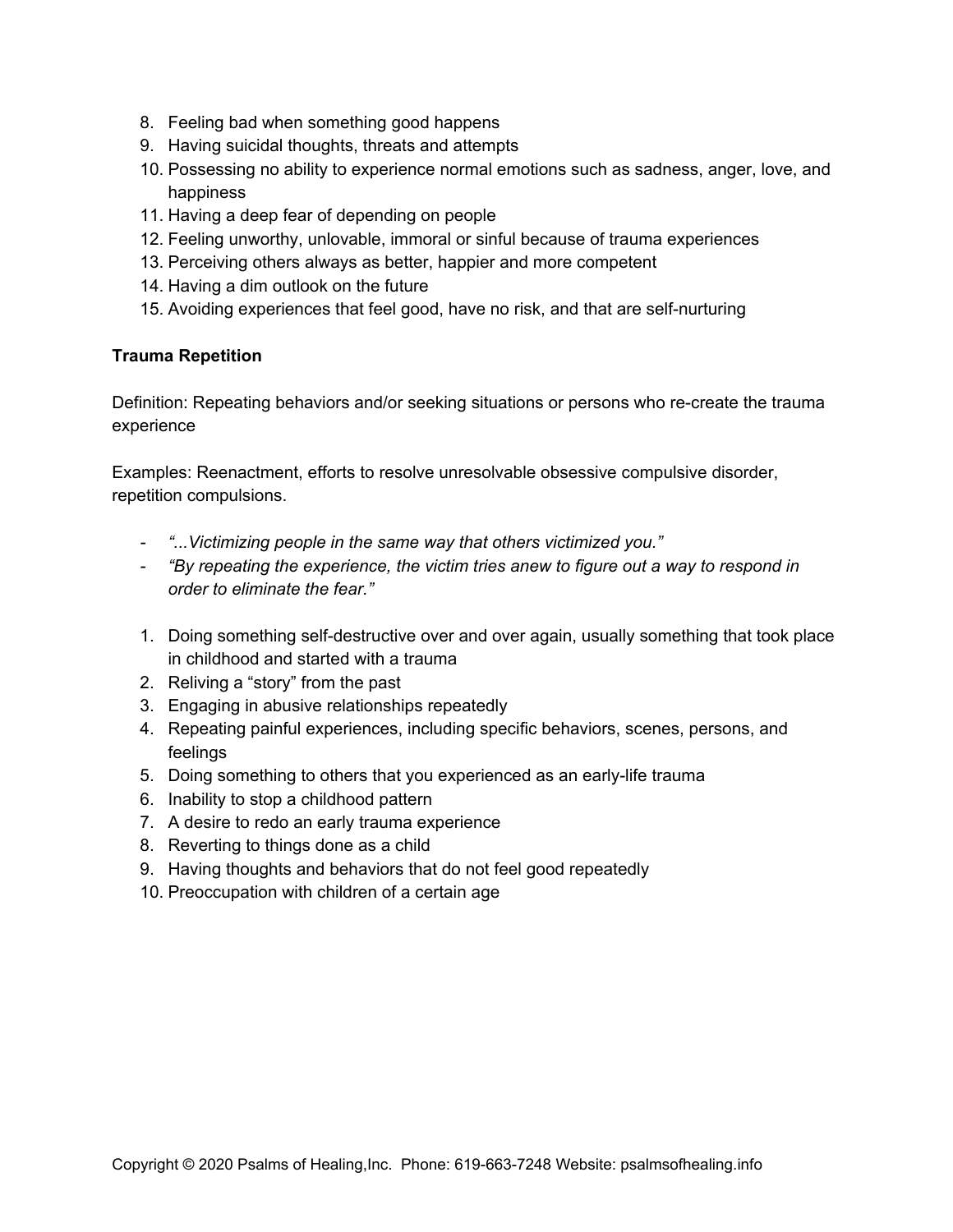8. Feeling bad when something good happens
9. Having suicidal thoughts, threats and attempts
10. Possessing no ability to experience normal emotions such as sadness, anger, love, and happiness
11. Having a deep fear of depending on people
12. Feeling unworthy, unlovable, immoral or sinful because of trauma experiences
13. Perceiving others always as better, happier and more competent
14. Having a dim outlook on the future
15. Avoiding experiences that feel good, have no risk, and that are self-nurturing

**Trauma Repetition**

Definition: Repeating behaviors and/or seeking situations or persons who re-create the trauma experience

Examples: Reenactment, efforts to resolve unresolvable obsessive compulsive disorder, repetition compulsions.

- *"...Victimizing people in the same way that others victimized you."*
- *"By repeating the experience, the victim tries anew to figure out a way to respond in order to eliminate the fear."*

1. Doing something self-destructive over and over again, usually something that took place in childhood and started with a trauma
2. Reliving a "story" from the past
3. Engaging in abusive relationships repeatedly
4. Repeating painful experiences, including specific behaviors, scenes, persons, and feelings
5. Doing something to others that you experienced as an early-life trauma
6. Inability to stop a childhood pattern
7. A desire to redo an early trauma experience
8. Reverting to things done as a child
9. Having thoughts and behaviors that do not feel good repeatedly
10. Preoccupation with children of a certain age

Copyright © 2020 Psalms of Healing,Inc. Phone: 619-663-7248 Website: psalmsofhealing.info